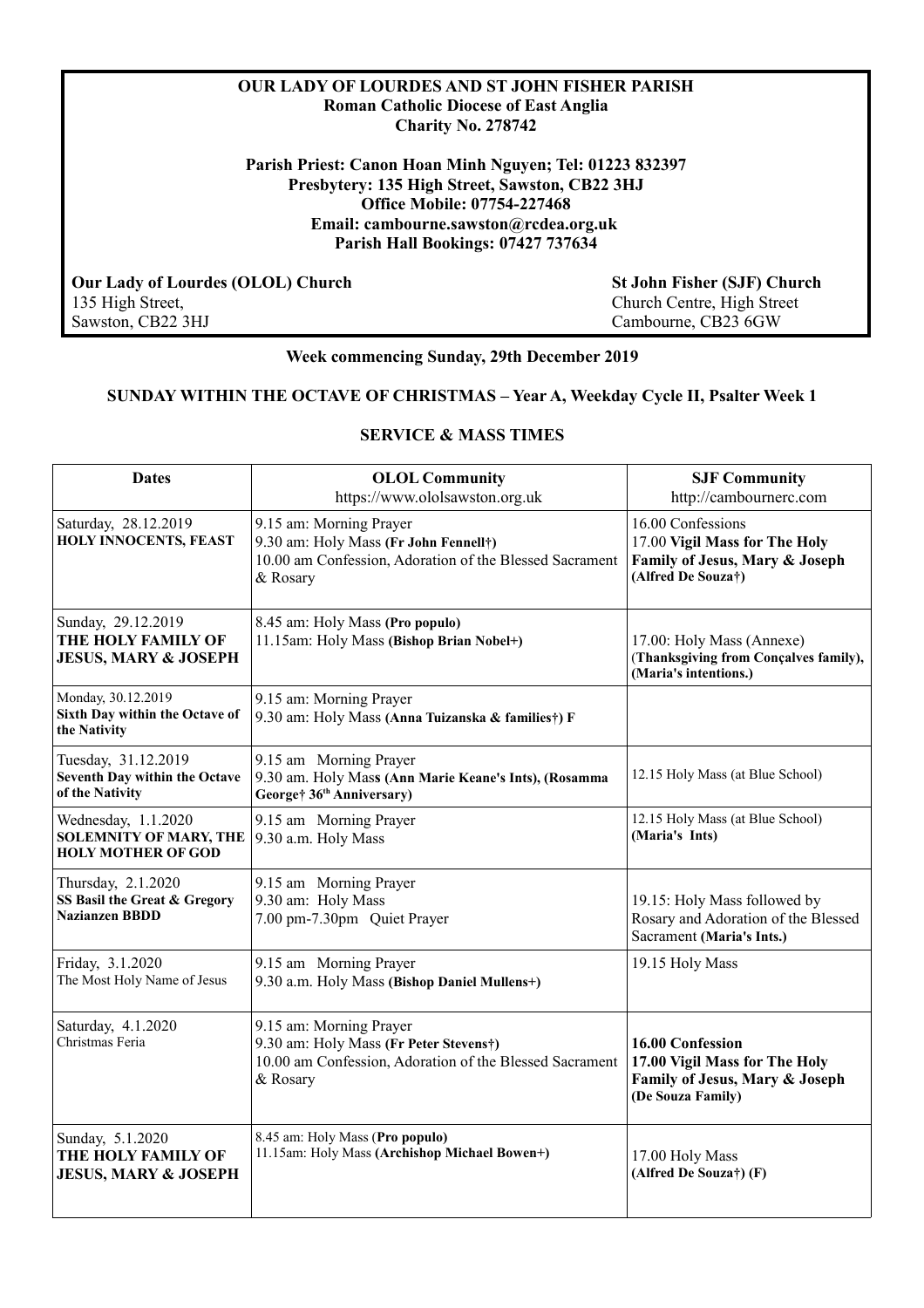**OUR LADY OF LOURDES AND ST JOHN FISHER PARISH**
**Roman Catholic Diocese of East Anglia**
**Charity No. 278742**

**Parish Priest: Canon Hoan Minh Nguyen; Tel: 01223 832397**
**Presbytery: 135 High Street, Sawston, CB22 3HJ**
**Office Mobile: 07754-227468**
**Email: cambourne.sawston@rcdea.org.uk**
**Parish Hall Bookings: 07427 737634**

**Our Lady of Lourdes (OLOL) Church**
135 High Street,
Sawston, CB22 3HJ

**St John Fisher (SJF) Church**
Church Centre, High Street
Cambourne, CB23 6GW

**Week commencing Sunday, 29th December 2019**

**SUNDAY WITHIN THE OCTAVE OF CHRISTMAS – Year A, Weekday Cycle II, Psalter Week 1**

**SERVICE & MASS TIMES**

| **Dates** | **OLOL Community** https://www.ololsawston.org.uk | **SJF Community** http://cambournerc.com |
|---|---|---|
| Saturday, 28.12.2019 **HOLY INNOCENTS, FEAST** | 9.15 am: Morning Prayer<br>9.30 am: Holy Mass **(Fr John Fennell†)**<br>10.00 am Confession, Adoration of the Blessed Sacrament & Rosary | 16.00 Confessions<br>17.00 **Vigil Mass for The Holy Family of Jesus, Mary & Joseph (Alfred De Souza†)** |
| Sunday, 29.12.2019 **THE HOLY FAMILY OF JESUS, MARY & JOSEPH** | 8.45 am: Holy Mass **(Pro populo)**<br>11.15am: Holy Mass **(Bishop Brian Nobel+)** | 17.00: Holy Mass (Annexe) **(Thanksgiving from Conçalves family), (Maria's intentions.)** |
| Monday, 30.12.2019 **Sixth Day within the Octave of the Nativity** | 9.15 am: Morning Prayer<br>9.30 am: Holy Mass **(Anna Tuizanska & families†) F** | |
| Tuesday, 31.12.2019 **Seventh Day within the Octave of the Nativity** | 9.15 am Morning Prayer<br>9.30 am. Holy Mas**s (Ann Marie Keane's Ints), (Rosamma George† 36th Anniversary)** | 12.15 Holy Mass (at Blue School) |
| Wednesday, 1.1.2020 **SOLEMNITY OF MARY, THE HOLY MOTHER OF GOD** | 9.15 am Morning Prayer<br>9.30 a.m. Holy Mass | 12.15 Holy Mass (at Blue School) **(Maria's Ints)** |
| Thursday, 2.1.2020 **SS Basil the Great & Gregory Nazianzen BBDD** | 9.15 am Morning Prayer<br>9.30 am: Holy Mass<br>7.00 pm-7.30pm Quiet Prayer | 19.15: Holy Mass followed by Rosary and Adoration of the Blessed Sacrament **(Maria's Ints.)** |
| Friday, 3.1.2020 The Most Holy Name of Jesus | 9.15 am Morning Prayer<br>9.30 a.m. Holy Mass **(Bishop Daniel Mullens+)** | 19.15 Holy Mass |
| Saturday, 4.1.2020 Christmas Feria | 9.15 am: Morning Prayer<br>9.30 am: Holy Mass **(Fr Peter Stevens†)**<br>10.00 am Confession, Adoration of the Blessed Sacrament & Rosary | **16.00 Confession**<br>**17.00 Vigil Mass for The Holy Family of Jesus, Mary & Joseph (De Souza Family)** |
| Sunday, 5.1.2020 **THE HOLY FAMILY OF JESUS, MARY & JOSEPH** | 8.45 am: Holy Mass (**Pro populo)**<br>11.15am: Holy Mass **(Archishop Michael Bowen+)** | 17.00 Holy Mass **(Alfred De Souza†) (F)** |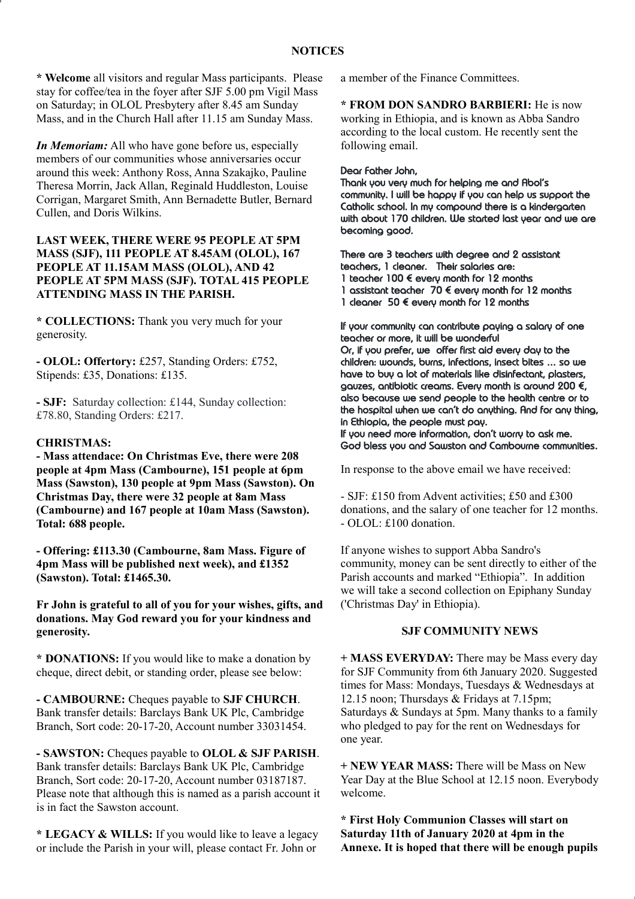## NOTICES

* **Welcome** all visitors and regular Mass participants. Please stay for coffee/tea in the foyer after SJF 5.00 pm Vigil Mass on Saturday; in OLOL Presbytery after 8.45 am Sunday Mass, and in the Church Hall after 11.15 am Sunday Mass.

***In Memoriam:*** All who have gone before us, especially members of our communities whose anniversaries occur around this week: Anthony Ross, Anna Szakajko, Pauline Theresa Morrin, Jack Allan, Reginald Huddleston, Louise Corrigan, Margaret Smith, Ann Bernadette Butler, Bernard Cullen, and Doris Wilkins.

**LAST WEEK, THERE WERE 95 PEOPLE AT 5PM MASS (SJF), 111 PEOPLE AT 8.45AM (OLOL), 167 PEOPLE AT 11.15AM MASS (OLOL), AND 42 PEOPLE AT 5PM MASS (SJF). TOTAL 415 PEOPLE ATTENDING MASS IN THE PARISH.**

* **COLLECTIONS:** Thank you very much for your generosity.

- **OLOL: Offertory:** £257, Standing Orders: £752, Stipends: £35, Donations: £135.

- **SJF:** Saturday collection: £144, Sunday collection: £78.80, Standing Orders: £217.

**CHRISTMAS:**

**- Mass attendace: On Christmas Eve, there were 208 people at 4pm Mass (Cambourne), 151 people at 6pm Mass (Sawston), 130 people at 9pm Mass (Sawston). On Christmas Day, there were 32 people at 8am Mass (Cambourne) and 167 people at 10am Mass (Sawston). Total: 688 people.**

**- Offering: £113.30 (Cambourne, 8am Mass. Figure of 4pm Mass will be published next week), and £1352 (Sawston). Total: £1465.30.**

**Fr John is grateful to all of you for your wishes, gifts, and donations. May God reward you for your kindness and generosity.**

* **DONATIONS:** If you would like to make a donation by cheque, direct debit, or standing order, please see below:

- **CAMBOURNE:** Cheques payable to **SJF CHURCH**. Bank transfer details: Barclays Bank UK Plc, Cambridge Branch, Sort code: 20-17-20, Account number 33031454.

- **SAWSTON:** Cheques payable to **OLOL & SJF PARISH**. Bank transfer details: Barclays Bank UK Plc, Cambridge Branch, Sort code: 20-17-20, Account number 03187187. Please note that although this is named as a parish account it is in fact the Sawston account.

* **LEGACY & WILLS:** If you would like to leave a legacy or include the Parish in your will, please contact Fr. John or a member of the Finance Committees.

* **FROM DON SANDRO BARBIERI:** He is now working in Ethiopia, and is known as Abba Sandro according to the local custom. He recently sent the following email.

Dear Father John,
Thank you very much for helping me and Abol's community. I will be happy if you can help us support the Catholic school. In my compound there is a kindergarten with about 170 children. We started last year and we are becoming good.

There are 3 teachers with degree and 2 assistant teachers, 1 cleaner. Their salaries are:
1 teacher 100 € every month for 12 months
1 assistant teacher 70 € every month for 12 months
1 cleaner 50 € every month for 12 months

If your community can contribute paying a salary of one teacher or more, it will be wonderful
Or, if you prefer, we offer first aid every day to the children: wounds, burns, infections, insect bites ... so we have to buy a lot of materials like disinfectant, plasters, gauzes, antibiotic creams. Every month is around 200 €, also because we send people to the health centre or to the hospital when we can't do anything. And for any thing, in Ethiopia, the people must pay.
If you need more information, don't worry to ask me.
God bless you and Sawston and Cambourne communities.

In response to the above email we have received:

- SJF: £150 from Advent activities; £50 and £300 donations, and the salary of one teacher for 12 months.
- OLOL: £100 donation.

If anyone wishes to support Abba Sandro's community, money can be sent directly to either of the Parish accounts and marked "Ethiopia". In addition we will take a second collection on Epiphany Sunday ('Christmas Day' in Ethiopia).

## SJF COMMUNITY NEWS

+ **MASS EVERYDAY:** There may be Mass every day for SJF Community from 6th January 2020. Suggested times for Mass: Mondays, Tuesdays & Wednesdays at 12.15 noon; Thursdays & Fridays at 7.15pm; Saturdays & Sundays at 5pm. Many thanks to a family who pledged to pay for the rent on Wednesdays for one year.

+ **NEW YEAR MASS:** There will be Mass on New Year Day at the Blue School at 12.15 noon. Everybody welcome.

* **First Holy Communion Classes will start on Saturday 11th of January 2020 at 4pm in the Annexe. It is hoped that there will be enough pupils**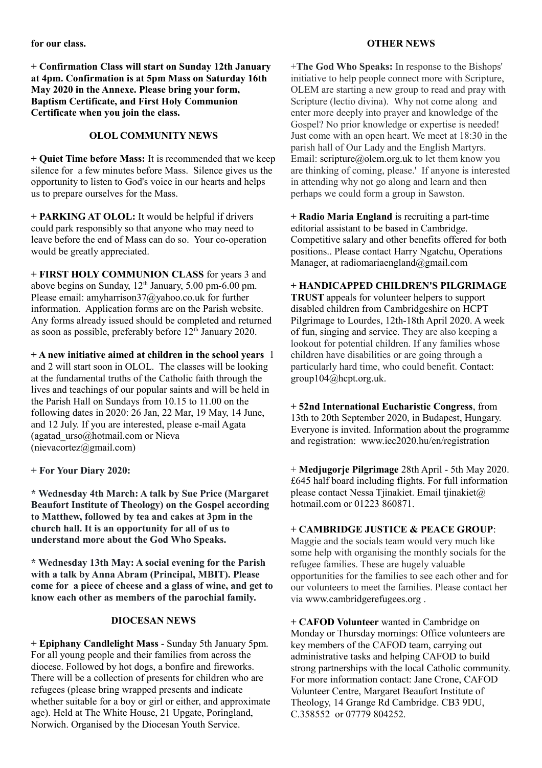**for our class.**

**+ Confirmation Class will start on Sunday 12th January at 4pm. Confirmation is at 5pm Mass on Saturday 16th May 2020 in the Annexe. Please bring your form, Baptism Certificate, and First Holy Communion Certificate when you join the class.**

## OLOL COMMUNITY NEWS

**+ Quiet Time before Mass:** It is recommended that we keep silence for a few minutes before Mass. Silence gives us the opportunity to listen to God's voice in our hearts and helps us to prepare ourselves for the Mass.

**+ PARKING AT OLOL:** It would be helpful if drivers could park responsibly so that anyone who may need to leave before the end of Mass can do so. Your co-operation would be greatly appreciated.

**+ FIRST HOLY COMMUNION CLASS** for years 3 and above begins on Sunday, 12th January, 5.00 pm-6.00 pm. Please email: amyharrison37@yahoo.co.uk for further information. Application forms are on the Parish website. Any forms already issued should be completed and returned as soon as possible, preferably before 12th January 2020.

**+ A new initiative aimed at children in the school years** 1 and 2 will start soon in OLOL. The classes will be looking at the fundamental truths of the Catholic faith through the lives and teachings of our popular saints and will be held in the Parish Hall on Sundays from 10.15 to 11.00 on the following dates in 2020: 26 Jan, 22 Mar, 19 May, 14 June, and 12 July. If you are interested, please e-mail Agata (agatad_urso@hotmail.com or Nieva (nievacortez@gmail.com)

**+ For Your Diary 2020:**

**\* Wednesday 4th March: A talk by Sue Price (Margaret Beaufort Institute of Theology) on the Gospel according to Matthew, followed by tea and cakes at 3pm in the church hall. It is an opportunity for all of us to understand more about the God Who Speaks.**

**\* Wednesday 13th May: A social evening for the Parish with a talk by Anna Abram (Principal, MBIT). Please come for a piece of cheese and a glass of wine, and get to know each other as members of the parochial family.**

## DIOCESAN NEWS

**+ Epiphany Candlelight Mass** - Sunday 5th January 5pm. For all young people and their families from across the diocese. Followed by hot dogs, a bonfire and fireworks. There will be a collection of presents for children who are refugees (please bring wrapped presents and indicate whether suitable for a boy or girl or either, and approximate age). Held at The White House, 21 Upgate, Poringland, Norwich. Organised by the Diocesan Youth Service.

## OTHER NEWS

+**The God Who Speaks:** In response to the Bishops' initiative to help people connect more with Scripture, OLEM are starting a new group to read and pray with Scripture (lectio divina). Why not come along and enter more deeply into prayer and knowledge of the Gospel? No prior knowledge or expertise is needed! Just come with an open heart. We meet at 18:30 in the parish hall of Our Lady and the English Martyrs. Email: scripture@olem.org.uk to let them know you are thinking of coming, please.' If anyone is interested in attending why not go along and learn and then perhaps we could form a group in Sawston.

**+ Radio Maria England** is recruiting a part-time editorial assistant to be based in Cambridge. Competitive salary and other benefits offered for both positions.. Please contact Harry Ngatchu, Operations Manager, at radiomariaengland@gmail.com

**+ HANDICAPPED CHILDREN'S PILGRIMAGE TRUST** appeals for volunteer helpers to support disabled children from Cambridgeshire on HCPT Pilgrimage to Lourdes, 12th-18th April 2020. A week of fun, singing and service. They are also keeping a lookout for potential children. If any families whose children have disabilities or are going through a particularly hard time, who could benefit. Contact: group104@hcpt.org.uk.

**+ 52nd International Eucharistic Congress**, from 13th to 20th September 2020, in Budapest, Hungary. Everyone is invited. Information about the programme and registration: www.iec2020.hu/en/registration

+ **Medjugorje Pilgrimage** 28th April - 5th May 2020. £645 half board including flights. For full information please contact Nessa Tjinakiet. Email tjinakiet@ hotmail.com or 01223 860871.

**+ CAMBRIDGE JUSTICE & PEACE GROUP**: Maggie and the socials team would very much like some help with organising the monthly socials for the refugee families. These are hugely valuable opportunities for the families to see each other and for our volunteers to meet the families. Please contact her via www.cambridgerefugees.org .

**+ CAFOD Volunteer** wanted in Cambridge on Monday or Thursday mornings: Office volunteers are key members of the CAFOD team, carrying out administrative tasks and helping CAFOD to build strong partnerships with the local Catholic community. For more information contact: Jane Crone, CAFOD Volunteer Centre, Margaret Beaufort Institute of Theology, 14 Grange Rd Cambridge. CB3 9DU, C.358552 or 07779 804252.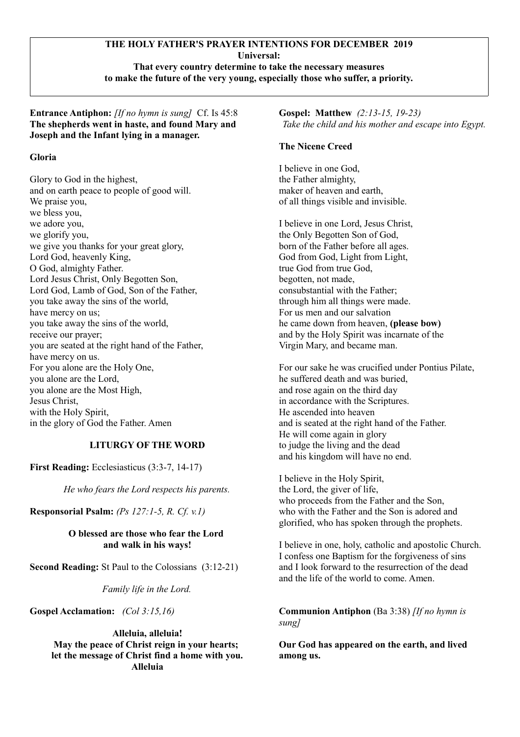**THE HOLY FATHER'S PRAYER INTENTIONS FOR DECEMBER 2019**
**Universal:**
**That every country determine to take the necessary measures to make the future of the very young, especially those who suffer, a priority.**

**Entrance Antiphon:** *[If no hymn is sung]* Cf. Is 45:8
**The shepherds went in haste, and found Mary and Joseph and the Infant lying in a manager.**

**Gloria**

Glory to God in the highest,
and on earth peace to people of good will.
We praise you,
we bless you,
we adore you,
we glorify you,
we give you thanks for your great glory,
Lord God, heavenly King,
O God, almighty Father.
Lord Jesus Christ, Only Begotten Son,
Lord God, Lamb of God, Son of the Father,
you take away the sins of the world,
have mercy on us;
you take away the sins of the world,
receive our prayer;
you are seated at the right hand of the Father,
have mercy on us.
For you alone are the Holy One,
you alone are the Lord,
you alone are the Most High,
Jesus Christ,
with the Holy Spirit,
in the glory of God the Father. Amen

## LITURGY OF THE WORD

**First Reading:** Ecclesiasticus (3:3-7, 14-17)

*He who fears the Lord respects his parents.*

**Responsorial Psalm:** *(Ps 127:1-5, R. Cf. v.1)*

**O blessed are those who fear the Lord**
**and walk in his ways!**

**Second Reading:** St Paul to the Colossians (3:12-21)

*Family life in the Lord.*

**Gospel Acclamation:** *(Col 3:15,16)*

**Alleluia, alleluia!**
**May the peace of Christ reign in your hearts;**
**let the message of Christ find a home with you.**
**Alleluia**

**Gospel: Matthew** *(2:13-15, 19-23)*
*Take the child and his mother and escape into Egypt.*

**The Nicene Creed**

I believe in one God,
the Father almighty,
maker of heaven and earth,
of all things visible and invisible.

I believe in one Lord, Jesus Christ,
the Only Begotten Son of God,
born of the Father before all ages.
God from God, Light from Light,
true God from true God,
begotten, not made,
consubstantial with the Father;
through him all things were made.
For us men and our salvation
he came down from heaven, **(please bow)**
and by the Holy Spirit was incarnate of the
Virgin Mary, and became man.

For our sake he was crucified under Pontius Pilate,
he suffered death and was buried,
and rose again on the third day
in accordance with the Scriptures.
He ascended into heaven
and is seated at the right hand of the Father.
He will come again in glory
to judge the living and the dead
and his kingdom will have no end.

I believe in the Holy Spirit,
the Lord, the giver of life,
who proceeds from the Father and the Son,
who with the Father and the Son is adored and
glorified, who has spoken through the prophets.

I believe in one, holy, catholic and apostolic Church.
I confess one Baptism for the forgiveness of sins
and I look forward to the resurrection of the dead
and the life of the world to come. Amen.

**Communion Antiphon** (Ba 3:38) *[If no hymn is sung]*

**Our God has appeared on the earth, and lived among us.**